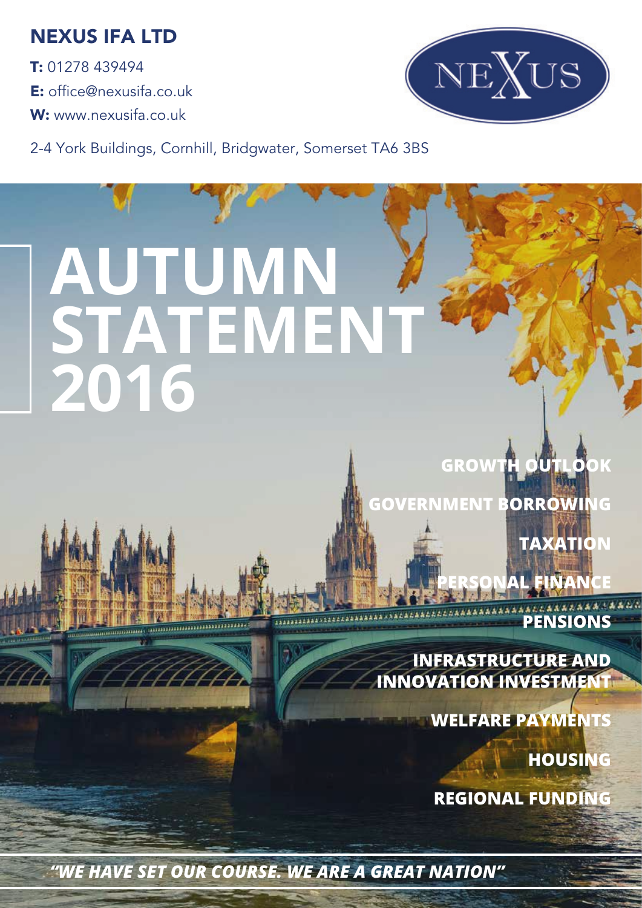## NEXUS IFA LTD

**T:** 01278 439494

**E:** office@nexusifa.co.uk

**W:** www.nexusifa.co.uk

2-4 York Buildings, Cornhill, Bridgwater, Somerset TA6 3BS

NEXUS

# AUTUMN STATEMENT 2016

**GROWTH OUTLOOK**

**GOVERNMENT BORROWING**

**TAXATION**

**PERSONAL FINANCE**

**PENSIONS**

**INFRASTRUCTURE AND INNOVATION INVESTMENT**

**WELFARE PAYMENTS**

**HOUSING**

**REGIONAL FUNDING**

***"WE HAVE SET OUR COURSE. WE ARE A GREAT NATION"***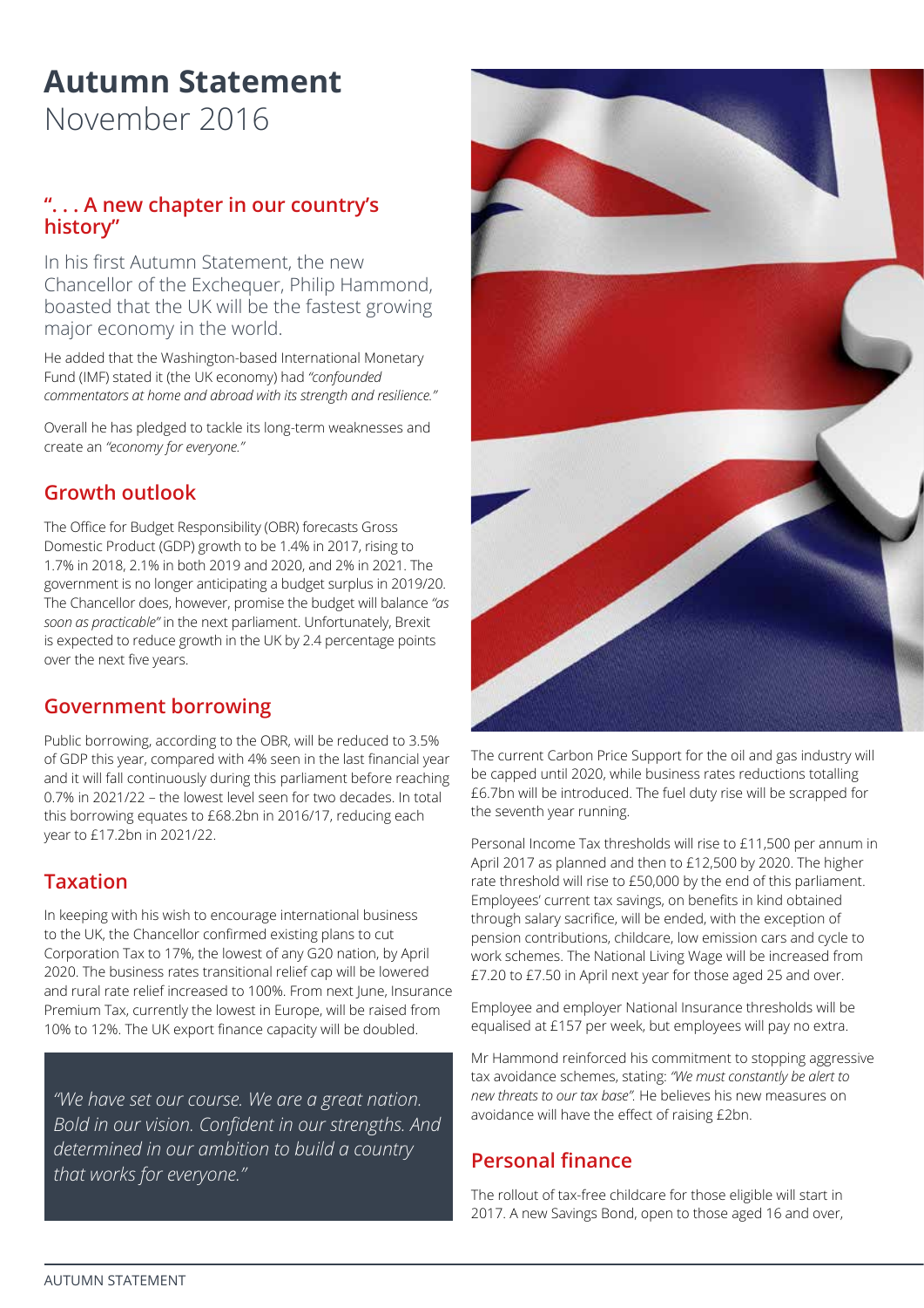# Autumn Statement
November 2016

## ". . . A new chapter in our country's history"

In his first Autumn Statement, the new Chancellor of the Exchequer, Philip Hammond, boasted that the UK will be the fastest growing major economy in the world.

He added that the Washington-based International Monetary Fund (IMF) stated it (the UK economy) had *"confounded commentators at home and abroad with its strength and resilience."*

Overall he has pledged to tackle its long-term weaknesses and create an *"economy for everyone."*

## Growth outlook

The Office for Budget Responsibility (OBR) forecasts Gross Domestic Product (GDP) growth to be 1.4% in 2017, rising to 1.7% in 2018, 2.1% in both 2019 and 2020, and 2% in 2021. The government is no longer anticipating a budget surplus in 2019/20. The Chancellor does, however, promise the budget will balance *"as soon as practicable"* in the next parliament. Unfortunately, Brexit is expected to reduce growth in the UK by 2.4 percentage points over the next five years.

## Government borrowing

Public borrowing, according to the OBR, will be reduced to 3.5% of GDP this year, compared with 4% seen in the last financial year and it will fall continuously during this parliament before reaching 0.7% in 2021/22 – the lowest level seen for two decades. In total this borrowing equates to £68.2bn in 2016/17, reducing each year to £17.2bn in 2021/22.

## Taxation

In keeping with his wish to encourage international business to the UK, the Chancellor confirmed existing plans to cut Corporation Tax to 17%, the lowest of any G20 nation, by April 2020. The business rates transitional relief cap will be lowered and rural rate relief increased to 100%. From next June, Insurance Premium Tax, currently the lowest in Europe, will be raised from 10% to 12%. The UK export finance capacity will be doubled.

> *"We have set our course. We are a great nation. Bold in our vision. Confident in our strengths. And determined in our ambition to build a country that works for everyone."*

The current Carbon Price Support for the oil and gas industry will be capped until 2020, while business rates reductions totalling £6.7bn will be introduced. The fuel duty rise will be scrapped for the seventh year running.

Personal Income Tax thresholds will rise to £11,500 per annum in April 2017 as planned and then to £12,500 by 2020. The higher rate threshold will rise to £50,000 by the end of this parliament. Employees' current tax savings, on benefits in kind obtained through salary sacrifice, will be ended, with the exception of pension contributions, childcare, low emission cars and cycle to work schemes. The National Living Wage will be increased from £7.20 to £7.50 in April next year for those aged 25 and over.

Employee and employer National Insurance thresholds will be equalised at £157 per week, but employees will pay no extra.

Mr Hammond reinforced his commitment to stopping aggressive tax avoidance schemes, stating: *"We must constantly be alert to new threats to our tax base".* He believes his new measures on avoidance will have the effect of raising £2bn.

## Personal finance

The rollout of tax-free childcare for those eligible will start in 2017. A new Savings Bond, open to those aged 16 and over,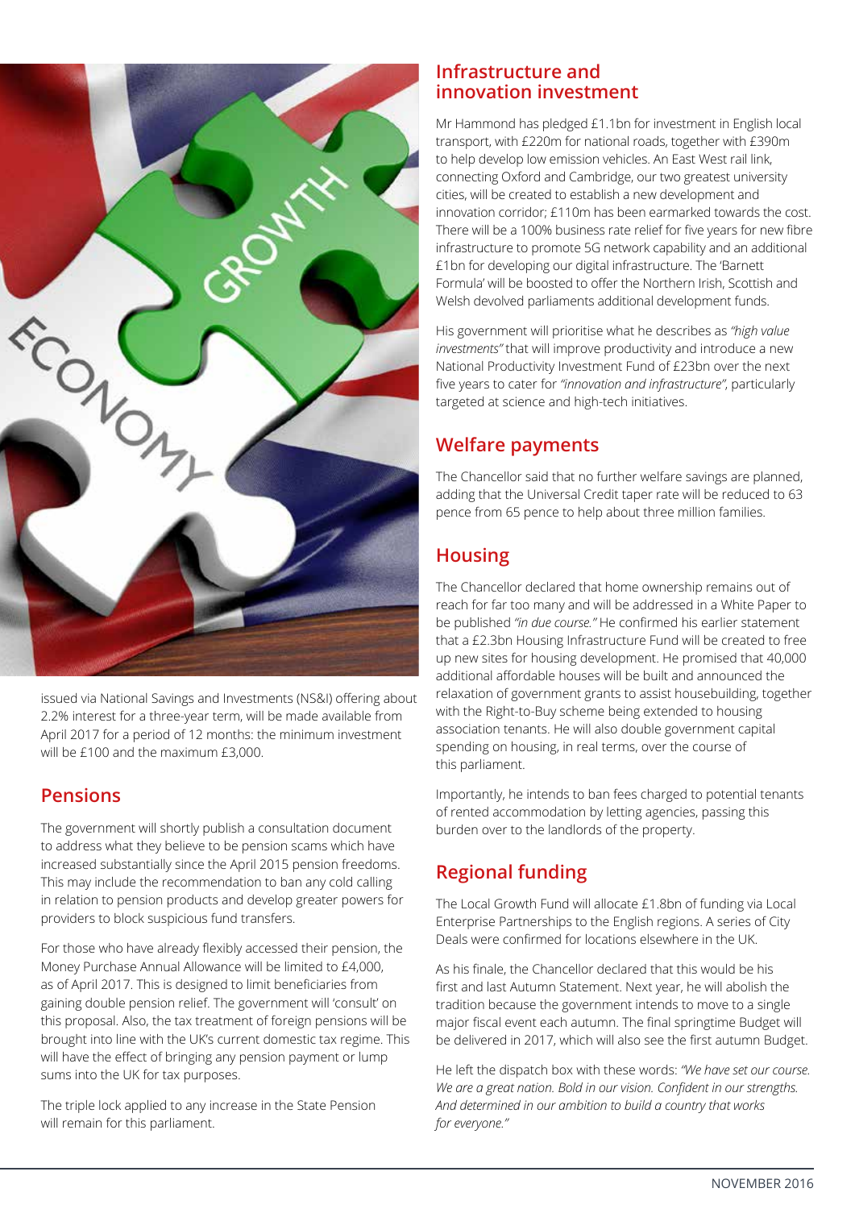issued via National Savings and Investments (NS&I) offering about 2.2% interest for a three-year term, will be made available from April 2017 for a period of 12 months: the minimum investment will be £100 and the maximum £3,000.

## Pensions

The government will shortly publish a consultation document to address what they believe to be pension scams which have increased substantially since the April 2015 pension freedoms. This may include the recommendation to ban any cold calling in relation to pension products and develop greater powers for providers to block suspicious fund transfers.

For those who have already flexibly accessed their pension, the Money Purchase Annual Allowance will be limited to £4,000, as of April 2017. This is designed to limit beneficiaries from gaining double pension relief. The government will 'consult' on this proposal. Also, the tax treatment of foreign pensions will be brought into line with the UK's current domestic tax regime. This will have the effect of bringing any pension payment or lump sums into the UK for tax purposes.

The triple lock applied to any increase in the State Pension will remain for this parliament.

## Infrastructure and innovation investment

Mr Hammond has pledged £1.1bn for investment in English local transport, with £220m for national roads, together with £390m to help develop low emission vehicles. An East West rail link, connecting Oxford and Cambridge, our two greatest university cities, will be created to establish a new development and innovation corridor; £110m has been earmarked towards the cost. There will be a 100% business rate relief for five years for new fibre infrastructure to promote 5G network capability and an additional £1bn for developing our digital infrastructure. The 'Barnett Formula' will be boosted to offer the Northern Irish, Scottish and Welsh devolved parliaments additional development funds.

His government will prioritise what he describes as *"high value investments"* that will improve productivity and introduce a new National Productivity Investment Fund of £23bn over the next five years to cater for *"innovation and infrastructure"*, particularly targeted at science and high-tech initiatives.

## Welfare payments

The Chancellor said that no further welfare savings are planned, adding that the Universal Credit taper rate will be reduced to 63 pence from 65 pence to help about three million families.

## Housing

The Chancellor declared that home ownership remains out of reach for far too many and will be addressed in a White Paper to be published *"in due course."* He confirmed his earlier statement that a £2.3bn Housing Infrastructure Fund will be created to free up new sites for housing development. He promised that 40,000 additional affordable houses will be built and announced the relaxation of government grants to assist housebuilding, together with the Right-to-Buy scheme being extended to housing association tenants. He will also double government capital spending on housing, in real terms, over the course of this parliament.

Importantly, he intends to ban fees charged to potential tenants of rented accommodation by letting agencies, passing this burden over to the landlords of the property.

## Regional funding

The Local Growth Fund will allocate £1.8bn of funding via Local Enterprise Partnerships to the English regions. A series of City Deals were confirmed for locations elsewhere in the UK.

As his finale, the Chancellor declared that this would be his first and last Autumn Statement. Next year, he will abolish the tradition because the government intends to move to a single major fiscal event each autumn. The final springtime Budget will be delivered in 2017, which will also see the first autumn Budget.

He left the dispatch box with these words: *"We have set our course. We are a great nation. Bold in our vision. Confident in our strengths. And determined in our ambition to build a country that works for everyone."*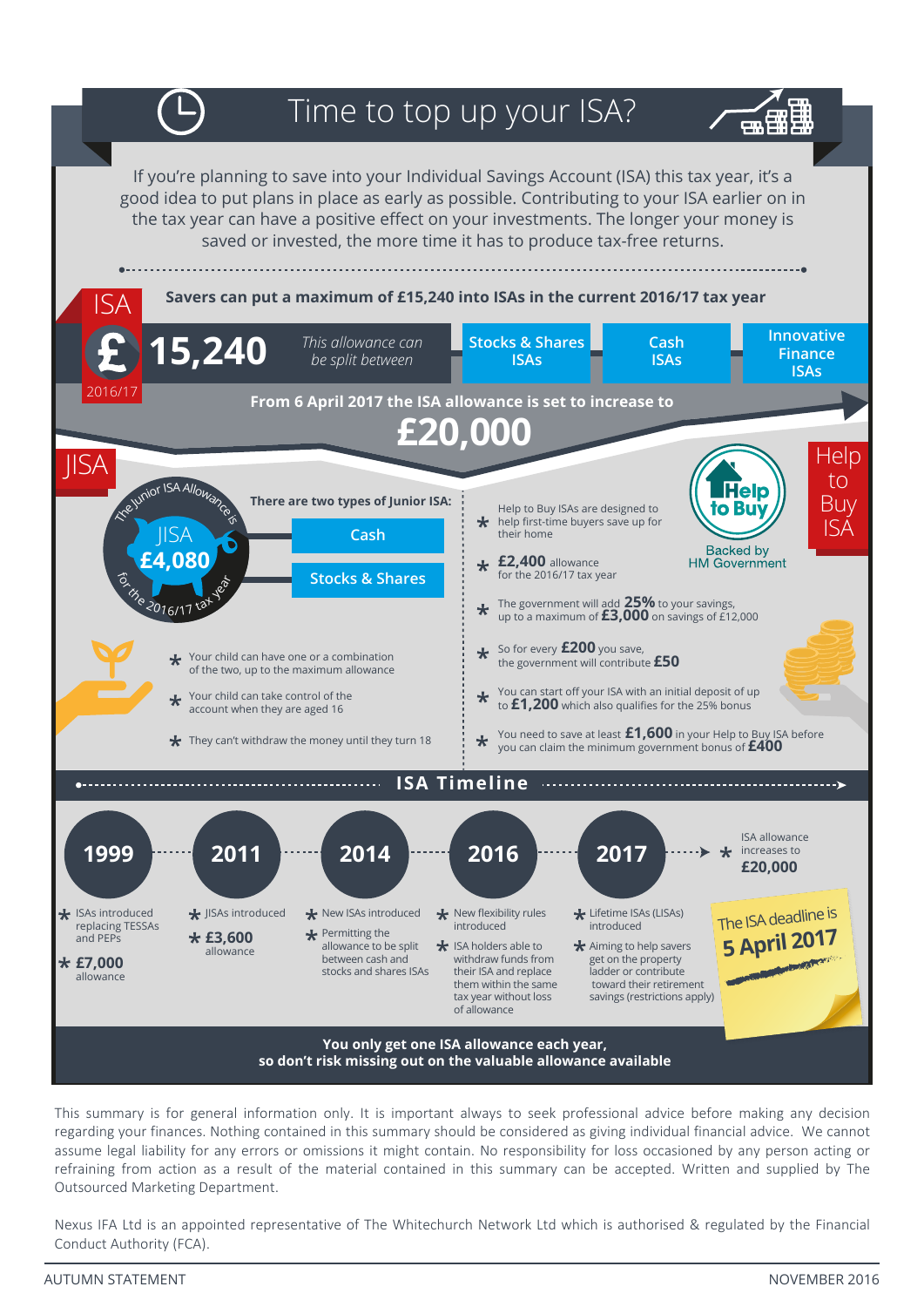# Time to top up your ISA?

If you're planning to save into your Individual Savings Account (ISA) this tax year, it's a good idea to put plans in place as early as possible. Contributing to your ISA earlier on in the tax year can have a positive effect on your investments. The longer your money is saved or invested, the more time it has to produce tax-free returns.

## ISA

**Savers can put a maximum of £15,240 into ISAs in the current 2016/17 tax year**

£ **15,240** 2016/17

*This allowance can be split between*

- Stocks & Shares ISAs
- Cash ISAs
- Innovative Finance ISAs

**From 6 April 2017 the ISA allowance is set to increase to**

**£20,000**

## JISA

The Junior ISA Allowance is JISA **£4,080** for the 2016/17 tax year

**There are two types of Junior ISA:**

- Cash
- Stocks & Shares

* Your child can have one or a combination of the two, up to the maximum allowance
* Your child can take control of the account when they are aged 16
* They can't withdraw the money until they turn 18

## Help to Buy ISA

Help to Buy — Backed by HM Government

* Help to Buy ISAs are designed to help first-time buyers save up for their home
* **£2,400** allowance for the 2016/17 tax year
* The government will add **25%** to your savings, up to a maximum of **£3,000** on savings of £12,000
* So for every **£200** you save, the government will contribute **£50**
* You can start off your ISA with an initial deposit of up to **£1,200** which also qualifies for the 25% bonus
* You need to save at least **£1,600** in your Help to Buy ISA before you can claim the minimum government bonus of **£400**

## ISA Timeline

**1999**
* ISAs introduced replacing TESSAs and PEPs
* **£7,000** allowance

**2011**
* JISAs introduced
* **£3,600** allowance

**2014**
* New ISAs introduced
* Permitting the allowance to be split between cash and stocks and shares ISAs

**2016**
* New flexibility rules introduced
* ISA holders able to withdraw funds from their ISA and replace them within the same tax year without loss of allowance

**2017**
* Lifetime ISAs (LISAs) introduced
* Aiming to help savers get on the property ladder or contribute toward their retirement savings (restrictions apply)
* ISA allowance increases to **£20,000**

The ISA deadline is **5 April 2017**

**You only get one ISA allowance each year, so don't risk missing out on the valuable allowance available**

This summary is for general information only. It is important always to seek professional advice before making any decision regarding your finances. Nothing contained in this summary should be considered as giving individual financial advice. We cannot assume legal liability for any errors or omissions it might contain. No responsibility for loss occasioned by any person acting or refraining from action as a result of the material contained in this summary can be accepted. Written and supplied by The Outsourced Marketing Department.

Nexus IFA Ltd is an appointed representative of The Whitechurch Network Ltd which is authorised & regulated by the Financial Conduct Authority (FCA).